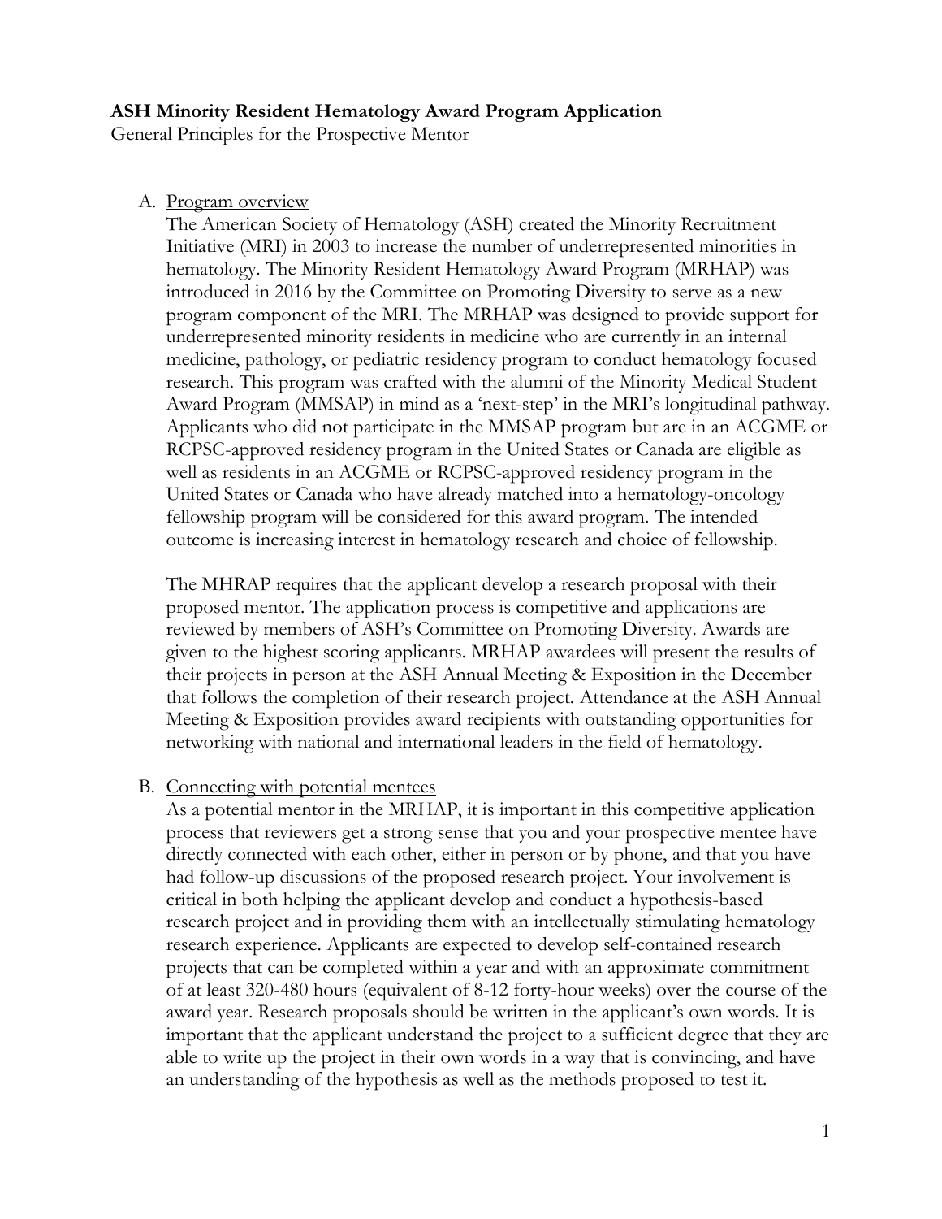**ASH Minority Resident Hematology Award Program Application**

General Principles for the Prospective Mentor

A. Program overview

The American Society of Hematology (ASH) created the Minority Recruitment Initiative (MRI) in 2003 to increase the number of underrepresented minorities in hematology. The Minority Resident Hematology Award Program (MRHAP) was introduced in 2016 by the Committee on Promoting Diversity to serve as a new program component of the MRI. The MRHAP was designed to provide support for underrepresented minority residents in medicine who are currently in an internal medicine, pathology, or pediatric residency program to conduct hematology focused research. This program was crafted with the alumni of the Minority Medical Student Award Program (MMSAP) in mind as a 'next-step' in the MRI's longitudinal pathway. Applicants who did not participate in the MMSAP program but are in an ACGME or RCPSC-approved residency program in the United States or Canada are eligible as well as residents in an ACGME or RCPSC-approved residency program in the United States or Canada who have already matched into a hematology-oncology fellowship program will be considered for this award program. The intended outcome is increasing interest in hematology research and choice of fellowship.

The MHRAP requires that the applicant develop a research proposal with their proposed mentor. The application process is competitive and applications are reviewed by members of ASH's Committee on Promoting Diversity. Awards are given to the highest scoring applicants. MRHAP awardees will present the results of their projects in person at the ASH Annual Meeting & Exposition in the December that follows the completion of their research project. Attendance at the ASH Annual Meeting & Exposition provides award recipients with outstanding opportunities for networking with national and international leaders in the field of hematology.

B. Connecting with potential mentees

As a potential mentor in the MRHAP, it is important in this competitive application process that reviewers get a strong sense that you and your prospective mentee have directly connected with each other, either in person or by phone, and that you have had follow-up discussions of the proposed research project. Your involvement is critical in both helping the applicant develop and conduct a hypothesis-based research project and in providing them with an intellectually stimulating hematology research experience. Applicants are expected to develop self-contained research projects that can be completed within a year and with an approximate commitment of at least 320-480 hours (equivalent of 8-12 forty-hour weeks) over the course of the award year. Research proposals should be written in the applicant's own words. It is important that the applicant understand the project to a sufficient degree that they are able to write up the project in their own words in a way that is convincing, and have an understanding of the hypothesis as well as the methods proposed to test it.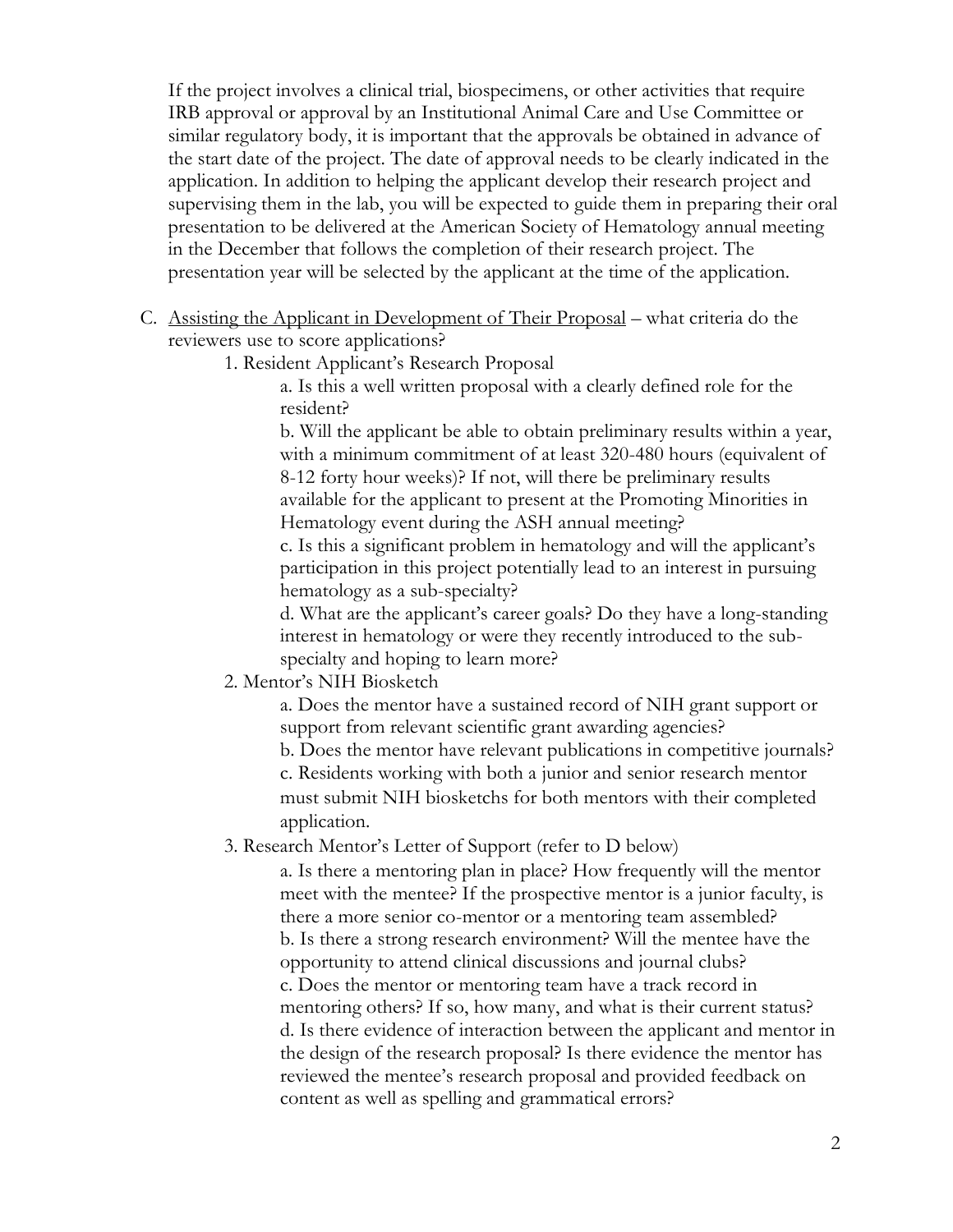If the project involves a clinical trial, biospecimens, or other activities that require IRB approval or approval by an Institutional Animal Care and Use Committee or similar regulatory body, it is important that the approvals be obtained in advance of the start date of the project. The date of approval needs to be clearly indicated in the application. In addition to helping the applicant develop their research project and supervising them in the lab, you will be expected to guide them in preparing their oral presentation to be delivered at the American Society of Hematology annual meeting in the December that follows the completion of their research project. The presentation year will be selected by the applicant at the time of the application.

C. <u>Assisting the Applicant in Development of Their Proposal</u> – what criteria do the reviewers use to score applications?

1. Resident Applicant's Research Proposal

   a. Is this a well written proposal with a clearly defined role for the resident?

   b. Will the applicant be able to obtain preliminary results within a year, with a minimum commitment of at least 320-480 hours (equivalent of 8-12 forty hour weeks)? If not, will there be preliminary results available for the applicant to present at the Promoting Minorities in Hematology event during the ASH annual meeting?

   c. Is this a significant problem in hematology and will the applicant's participation in this project potentially lead to an interest in pursuing hematology as a sub-specialty?

   d. What are the applicant's career goals? Do they have a long-standing interest in hematology or were they recently introduced to the sub-specialty and hoping to learn more?

2. Mentor's NIH Biosketch

   a. Does the mentor have a sustained record of NIH grant support or support from relevant scientific grant awarding agencies?

   b. Does the mentor have relevant publications in competitive journals?

   c. Residents working with both a junior and senior research mentor must submit NIH biosketchs for both mentors with their completed application.

3. Research Mentor's Letter of Support (refer to D below)

   a. Is there a mentoring plan in place? How frequently will the mentor meet with the mentee? If the prospective mentor is a junior faculty, is there a more senior co-mentor or a mentoring team assembled?

   b. Is there a strong research environment? Will the mentee have the opportunity to attend clinical discussions and journal clubs?

   c. Does the mentor or mentoring team have a track record in mentoring others? If so, how many, and what is their current status?

   d. Is there evidence of interaction between the applicant and mentor in the design of the research proposal? Is there evidence the mentor has reviewed the mentee's research proposal and provided feedback on content as well as spelling and grammatical errors?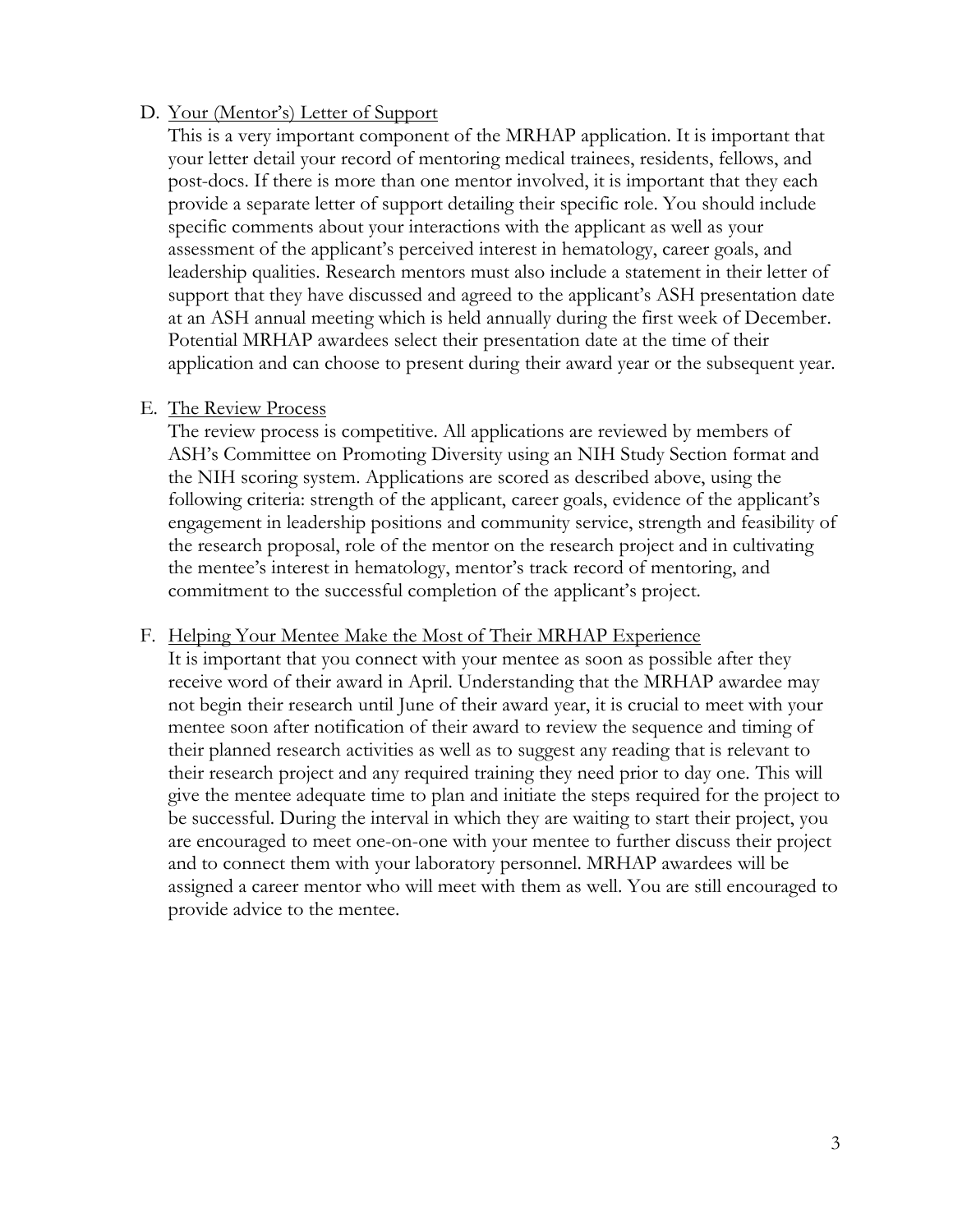D. Your (Mentor's) Letter of Support

This is a very important component of the MRHAP application. It is important that your letter detail your record of mentoring medical trainees, residents, fellows, and post-docs. If there is more than one mentor involved, it is important that they each provide a separate letter of support detailing their specific role. You should include specific comments about your interactions with the applicant as well as your assessment of the applicant's perceived interest in hematology, career goals, and leadership qualities. Research mentors must also include a statement in their letter of support that they have discussed and agreed to the applicant's ASH presentation date at an ASH annual meeting which is held annually during the first week of December. Potential MRHAP awardees select their presentation date at the time of their application and can choose to present during their award year or the subsequent year.

E. The Review Process

The review process is competitive. All applications are reviewed by members of ASH's Committee on Promoting Diversity using an NIH Study Section format and the NIH scoring system. Applications are scored as described above, using the following criteria: strength of the applicant, career goals, evidence of the applicant's engagement in leadership positions and community service, strength and feasibility of the research proposal, role of the mentor on the research project and in cultivating the mentee's interest in hematology, mentor's track record of mentoring, and commitment to the successful completion of the applicant's project.

F. Helping Your Mentee Make the Most of Their MRHAP Experience

It is important that you connect with your mentee as soon as possible after they receive word of their award in April. Understanding that the MRHAP awardee may not begin their research until June of their award year, it is crucial to meet with your mentee soon after notification of their award to review the sequence and timing of their planned research activities as well as to suggest any reading that is relevant to their research project and any required training they need prior to day one. This will give the mentee adequate time to plan and initiate the steps required for the project to be successful. During the interval in which they are waiting to start their project, you are encouraged to meet one-on-one with your mentee to further discuss their project and to connect them with your laboratory personnel. MRHAP awardees will be assigned a career mentor who will meet with them as well. You are still encouraged to provide advice to the mentee.